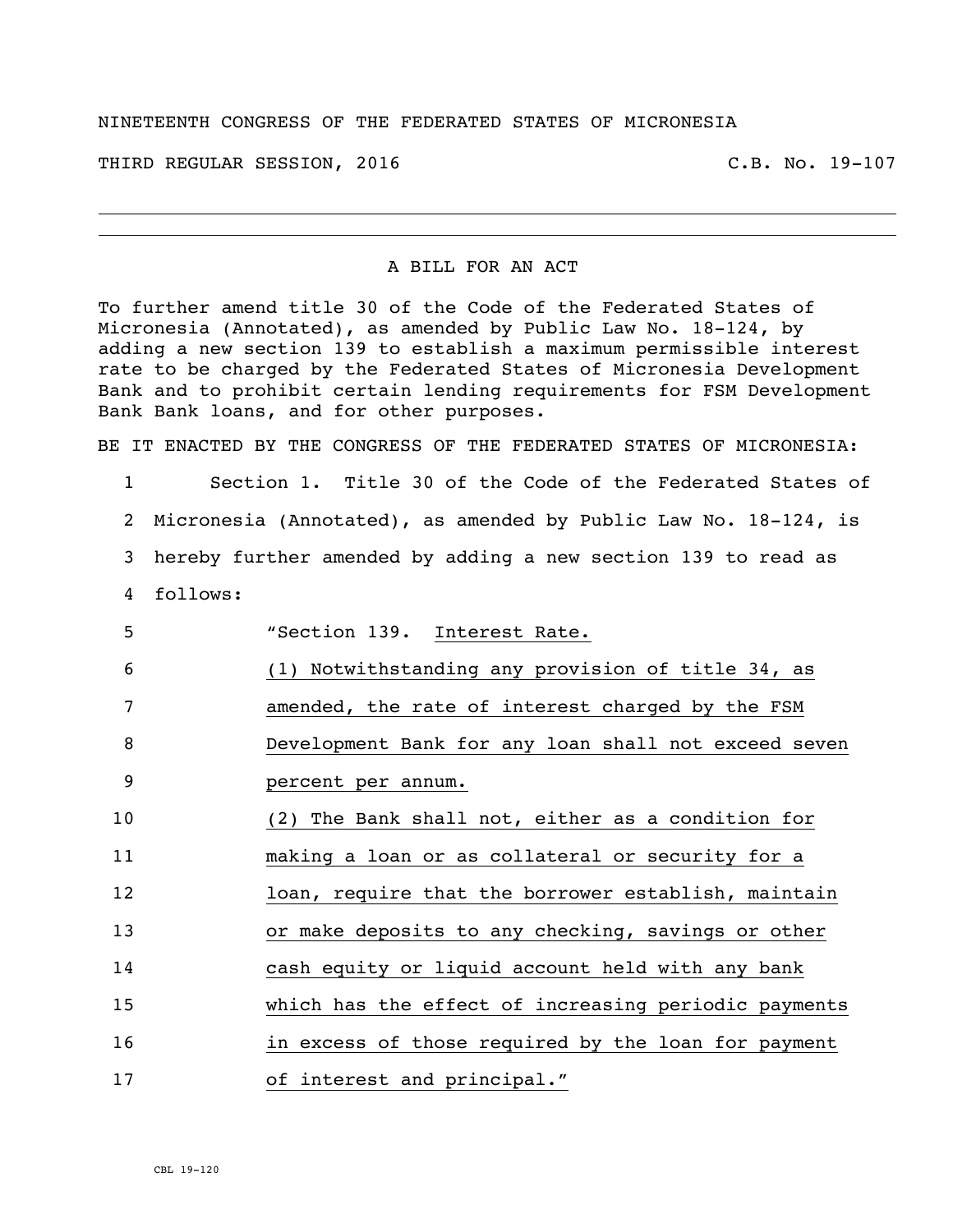NINETEENTH CONGRESS OF THE FEDERATED STATES OF MICRONESIA

THIRD REGULAR SESSION, 2016 C.B. No. 19-107

# A BILL FOR AN ACT

To further amend title 30 of the Code of the Federated States of Micronesia (Annotated), as amended by Public Law No. 18-124, by adding a new section 139 to establish a maximum permissible interest rate to be charged by the Federated States of Micronesia Development Bank and to prohibit certain lending requirements for FSM Development Bank Bank loans, and for other purposes.

BE IT ENACTED BY THE CONGRESS OF THE FEDERATED STATES OF MICRONESIA:

1 Section 1. Title 30 of the Code of the Federated States of
2 Micronesia (Annotated), as amended by Public Law No. 18-124, is
3 hereby further amended by adding a new section 139 to read as
4 follows:

5 "Section 139. Interest Rate.
6 (1) Notwithstanding any provision of title 34, as
7 amended, the rate of interest charged by the FSM
8 Development Bank for any loan shall not exceed seven
9 percent per annum.
10 (2) The Bank shall not, either as a condition for
11 making a loan or as collateral or security for a
12 loan, require that the borrower establish, maintain
13 or make deposits to any checking, savings or other
14 cash equity or liquid account held with any bank
15 which has the effect of increasing periodic payments
16 in excess of those required by the loan for payment
17 of interest and principal."

CBL 19-120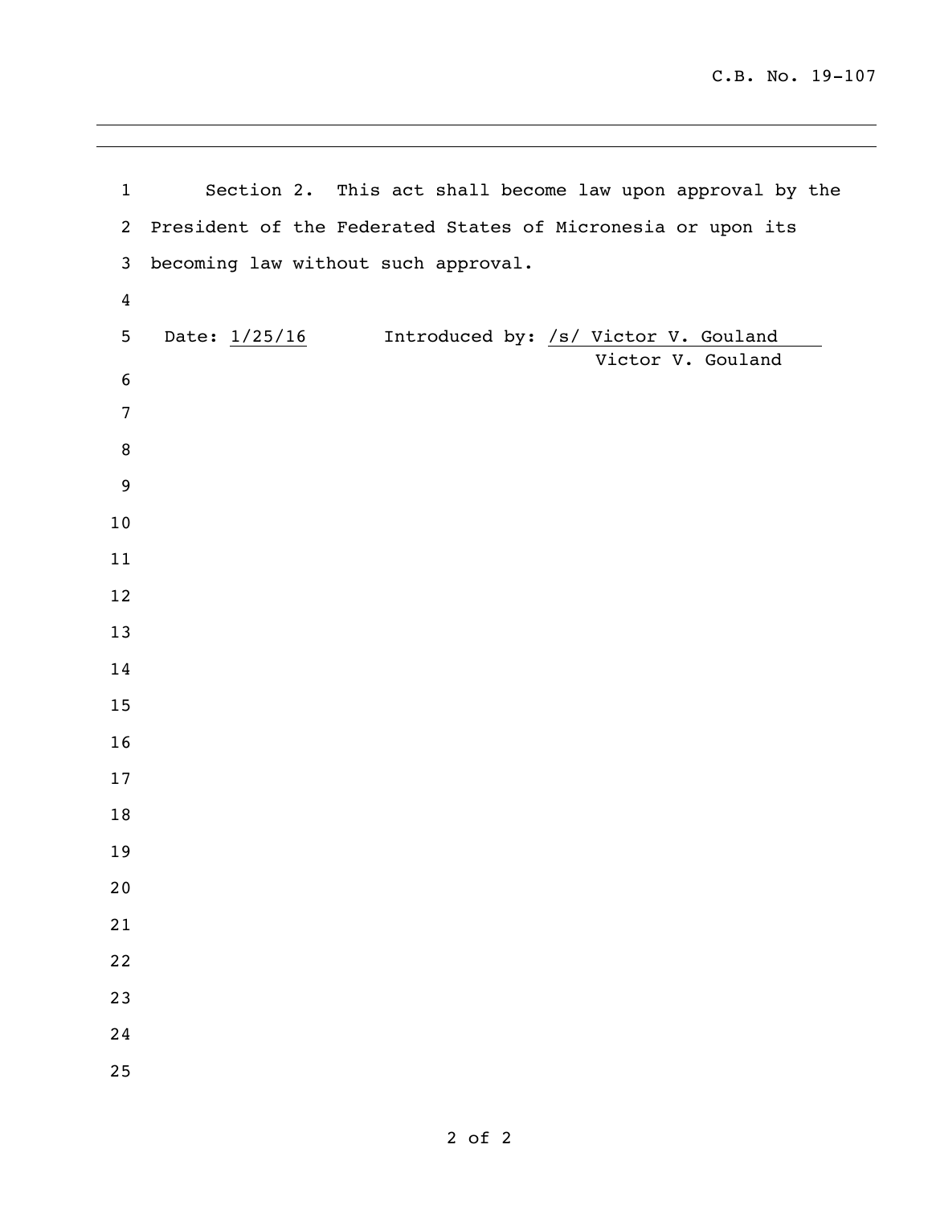Section 2. This act shall become law upon approval by the President of the Federated States of Micronesia or upon its becoming law without such approval.

Date: 1/25/16 Introduced by: /s/ Victor V. Gouland

Victor V. Gouland